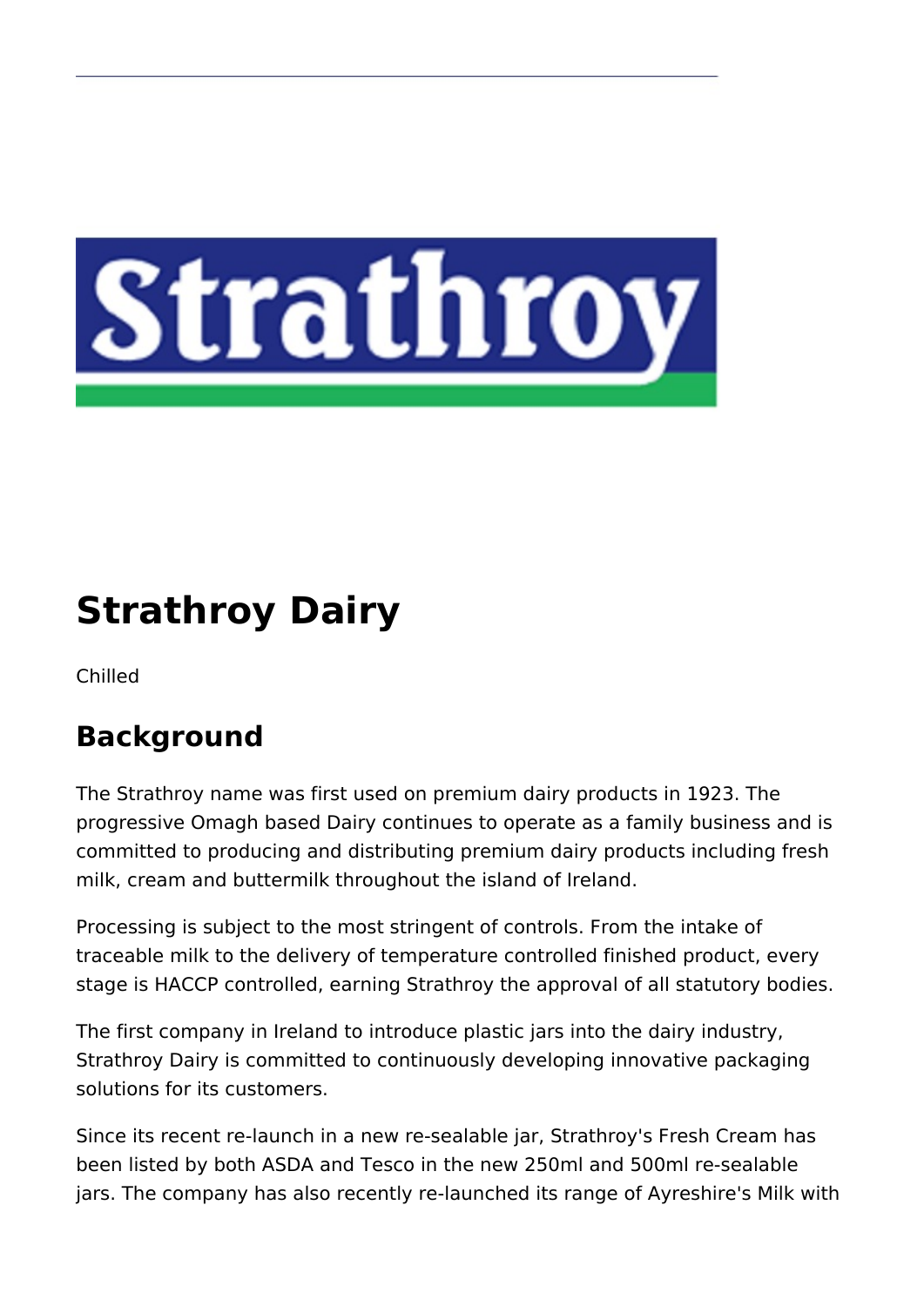# Strathroy Dairy

Chilled

## Background

The Strathroy name was first used on premium dairy products in 1923. The progressive Omagh based Dairy continues to operate as a family business and is committed to producing and distributing premium dairy products including fresh milk, cream and buttermilk throughout the island of Ireland.

Processing is subject to the most stringent of controls. From the intake of traceable milk to the delivery of temperature controlled finished product, every stage is HACCP controlled, earning Strathroy the approval of all statutory bodies.

The first company in Ireland to introduce plastic jars into the dairy industry, Strathroy Dairy is committed to continuously developing innovative packaging solutions for its customers.

Since its recent re-launch in a new re-sealable jar, Strathroy's Fresh Cream has been listed by both ASDA and Tesco in the new 250ml and 500ml re-sealable jars. The company has also recently re-launched its range of Ayreshire's Milk with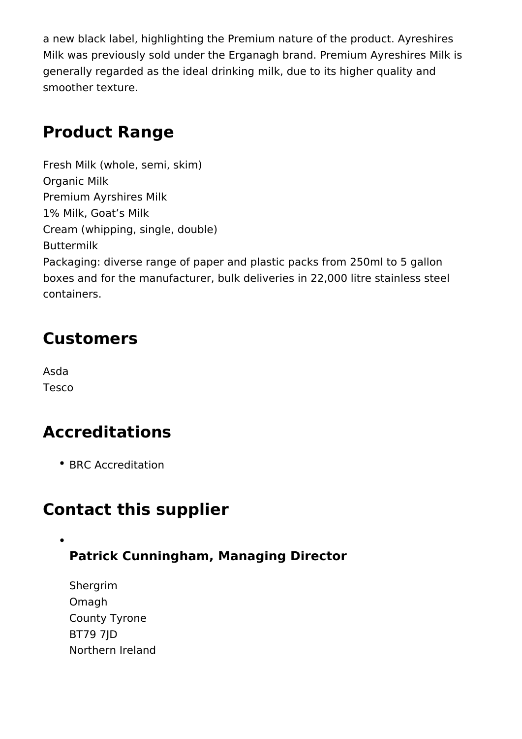a new black label, highlighting the Premium nature of the product. Ayreshires Milk was previously sold under the Erganagh brand. Premium Ayreshires Milk is generally regarded as the ideal drinking milk, due to its higher quality and smoother texture.

## Product Range

Fresh Milk (whole, semi, skim)
Organic Milk
Premium Ayrshires Milk
1% Milk, Goat's Milk
Cream (whipping, single, double)
Buttermilk
Packaging: diverse range of paper and plastic packs from 250ml to 5 gallon boxes and for the manufacturer, bulk deliveries in 22,000 litre stainless steel containers.

## Customers

Asda
Tesco

## Accreditations

- BRC Accreditation

## Contact this supplier

- ### Patrick Cunningham, Managing Director

  Shergrim
  Omagh
  County Tyrone
  BT79 7JD
  Northern Ireland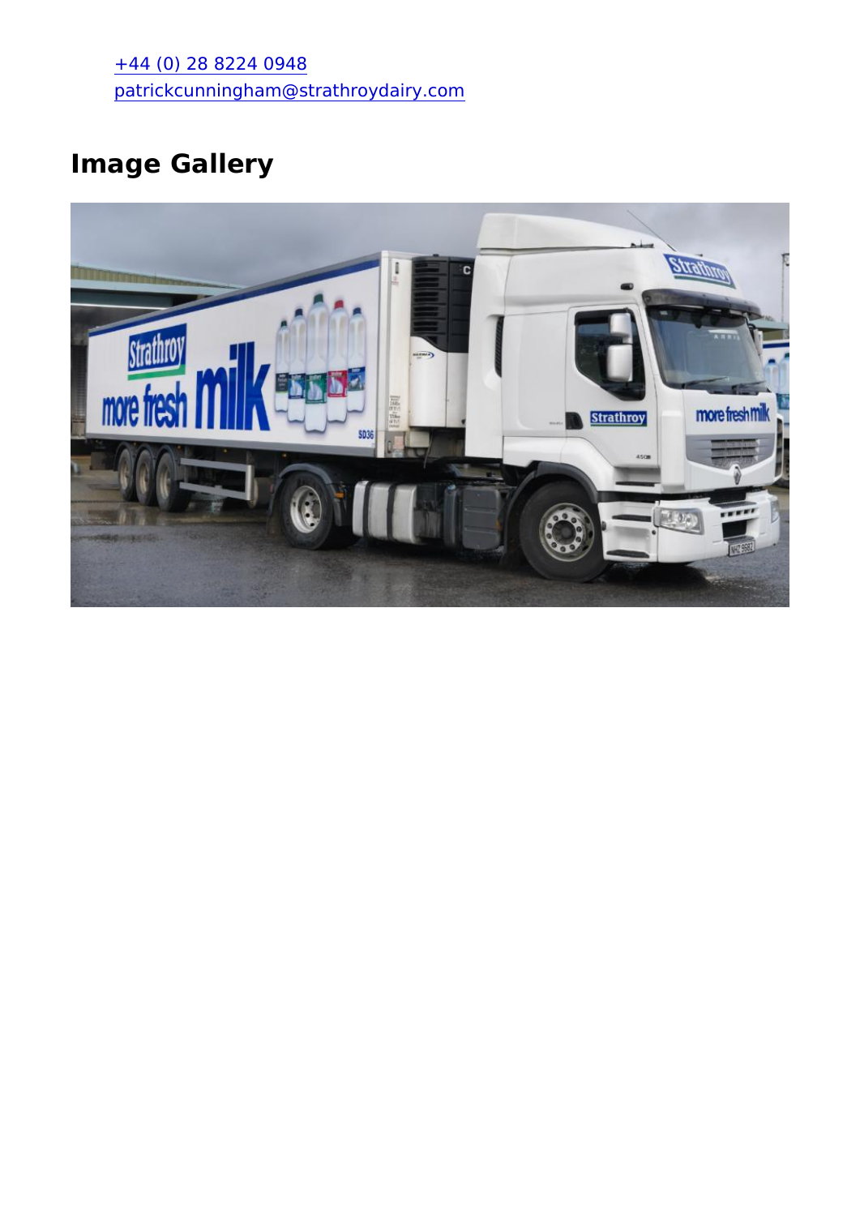+44 (0) 28 8224 0948
patrickcunningham@strathroydairy.com

## Image Gallery